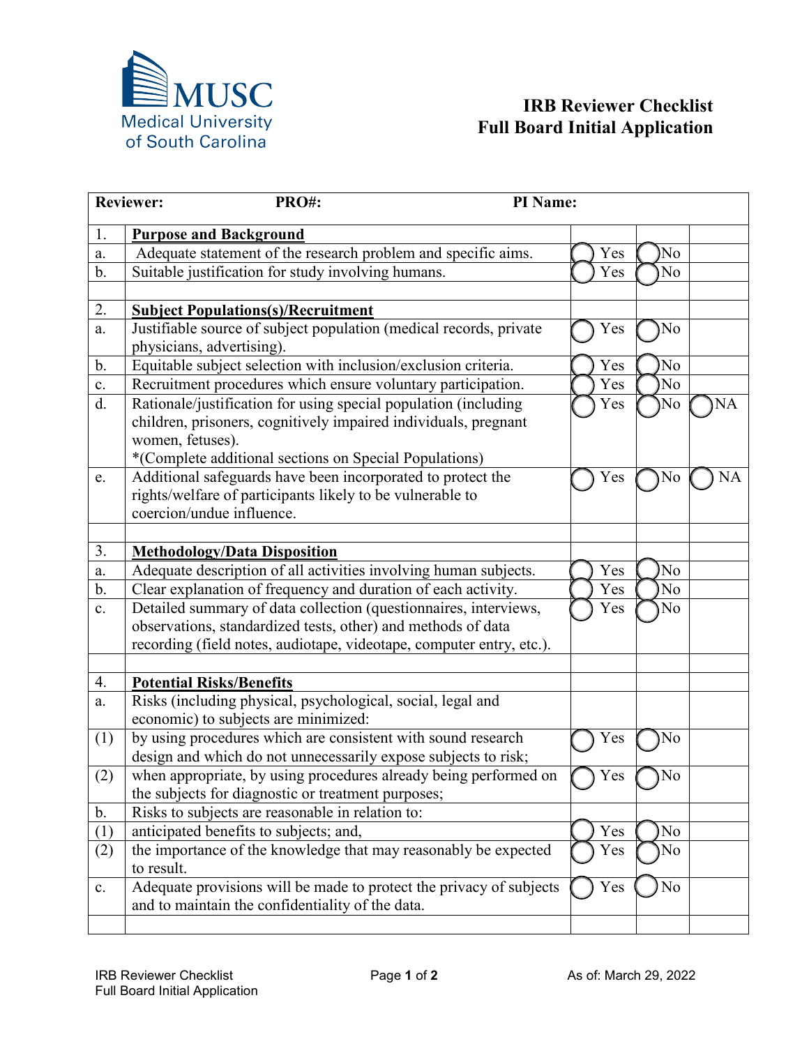MUSC Medical University of South Carolina

# IRB Reviewer Checklist
# Full Board Initial Application

| **Reviewer:** **PRO#:** **PI Name:** | | | | |
|---|---|---|---|---|
| 1. | **Purpose and Background** | | | |
| a. | Adequate statement of the research problem and specific aims. | ◯ Yes | ◯ No | |
| b. | Suitable justification for study involving humans. | ◯ Yes | ◯ No | |
| | | | | |
| 2. | **Subject Populations(s)/Recruitment** | | | |
| a. | Justifiable source of subject population (medical records, private physicians, advertising). | ◯ Yes | ◯ No | |
| b. | Equitable subject selection with inclusion/exclusion criteria. | ◯ Yes | ◯ No | |
| c. | Recruitment procedures which ensure voluntary participation. | ◯ Yes | ◯ No | |
| d. | Rationale/justification for using special population (including children, prisoners, cognitively impaired individuals, pregnant women, fetuses). *(Complete additional sections on Special Populations) | ◯ Yes | ◯ No | ◯ NA |
| e. | Additional safeguards have been incorporated to protect the rights/welfare of participants likely to be vulnerable to coercion/undue influence. | ◯ Yes | ◯ No | ◯ NA |
| | | | | |
| 3. | **Methodology/Data Disposition** | | | |
| a. | Adequate description of all activities involving human subjects. | ◯ Yes | ◯ No | |
| b. | Clear explanation of frequency and duration of each activity. | ◯ Yes | ◯ No | |
| c. | Detailed summary of data collection (questionnaires, interviews, observations, standardized tests, other) and methods of data recording (field notes, audiotape, videotape, computer entry, etc.). | ◯ Yes | ◯ No | |
| | | | | |
| 4. | **Potential Risks/Benefits** | | | |
| a. | Risks (including physical, psychological, social, legal and economic) to subjects are minimized: | | | |
| (1) | by using procedures which are consistent with sound research design and which do not unnecessarily expose subjects to risk; | ◯ Yes | ◯ No | |
| (2) | when appropriate, by using procedures already being performed on the subjects for diagnostic or treatment purposes; | ◯ Yes | ◯ No | |
| b. | Risks to subjects are reasonable in relation to: | | | |
| (1) | anticipated benefits to subjects; and, | ◯ Yes | ◯ No | |
| (2) | the importance of the knowledge that may reasonably be expected to result. | ◯ Yes | ◯ No | |
| c. | Adequate provisions will be made to protect the privacy of subjects and to maintain the confidentiality of the data. | ◯ Yes | ◯ No | |
| | | | | |

IRB Reviewer Checklist
Full Board Initial Application

As of: March 29, 2022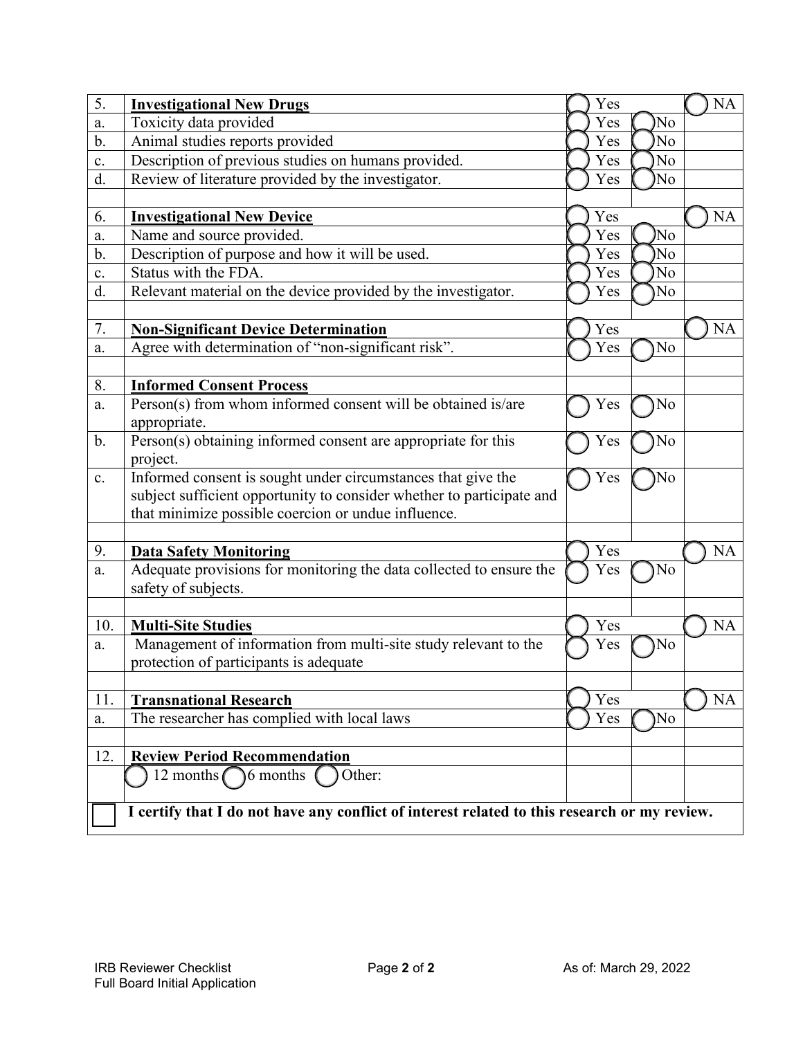| | | | | |
|---|---|---|---|---|
| 5. | **Investigational New Drugs** | ◯ Yes | | ◯ NA |
| a. | Toxicity data provided | ◯ Yes | ◯ No | |
| b. | Animal studies reports provided | ◯ Yes | ◯ No | |
| c. | Description of previous studies on humans provided. | ◯ Yes | ◯ No | |
| d. | Review of literature provided by the investigator. | ◯ Yes | ◯ No | |
| | | | | |
| 6. | **Investigational New Device** | ◯ Yes | | ◯ NA |
| a. | Name and source provided. | ◯ Yes | ◯ No | |
| b. | Description of purpose and how it will be used. | ◯ Yes | ◯ No | |
| c. | Status with the FDA. | ◯ Yes | ◯ No | |
| d. | Relevant material on the device provided by the investigator. | ◯ Yes | ◯ No | |
| | | | | |
| 7. | **Non-Significant Device Determination** | ◯ Yes | | ◯ NA |
| a. | Agree with determination of "non-significant risk". | ◯ Yes | ◯ No | |
| | | | | |
| 8. | **Informed Consent Process** | | | |
| a. | Person(s) from whom informed consent will be obtained is/are appropriate. | ◯ Yes | ◯ No | |
| b. | Person(s) obtaining informed consent are appropriate for this project. | ◯ Yes | ◯ No | |
| c. | Informed consent is sought under circumstances that give the subject sufficient opportunity to consider whether to participate and that minimize possible coercion or undue influence. | ◯ Yes | ◯ No | |
| | | | | |
| 9. | **Data Safety Monitoring** | ◯ Yes | | ◯ NA |
| a. | Adequate provisions for monitoring the data collected to ensure the safety of subjects. | ◯ Yes | ◯ No | |
| | | | | |
| 10. | **Multi-Site Studies** | ◯ Yes | | ◯ NA |
| a. | Management of information from multi-site study relevant to the protection of participants is adequate | ◯ Yes | ◯ No | |
| | | | | |
| 11. | **Transnational Research** | ◯ Yes | | ◯ NA |
| a. | The researcher has complied with local laws | ◯ Yes | ◯ No | |
| | | | | |
| 12. | **Review Period Recommendation** | | | |
| | ◯ 12 months ◯ 6 months ◯ Other: | | | |
| ☐ | **I certify that I do not have any conflict of interest related to this research or my review.** | | | |

IRB Reviewer Checklist
Full Board Initial Application

As of: March 29, 2022